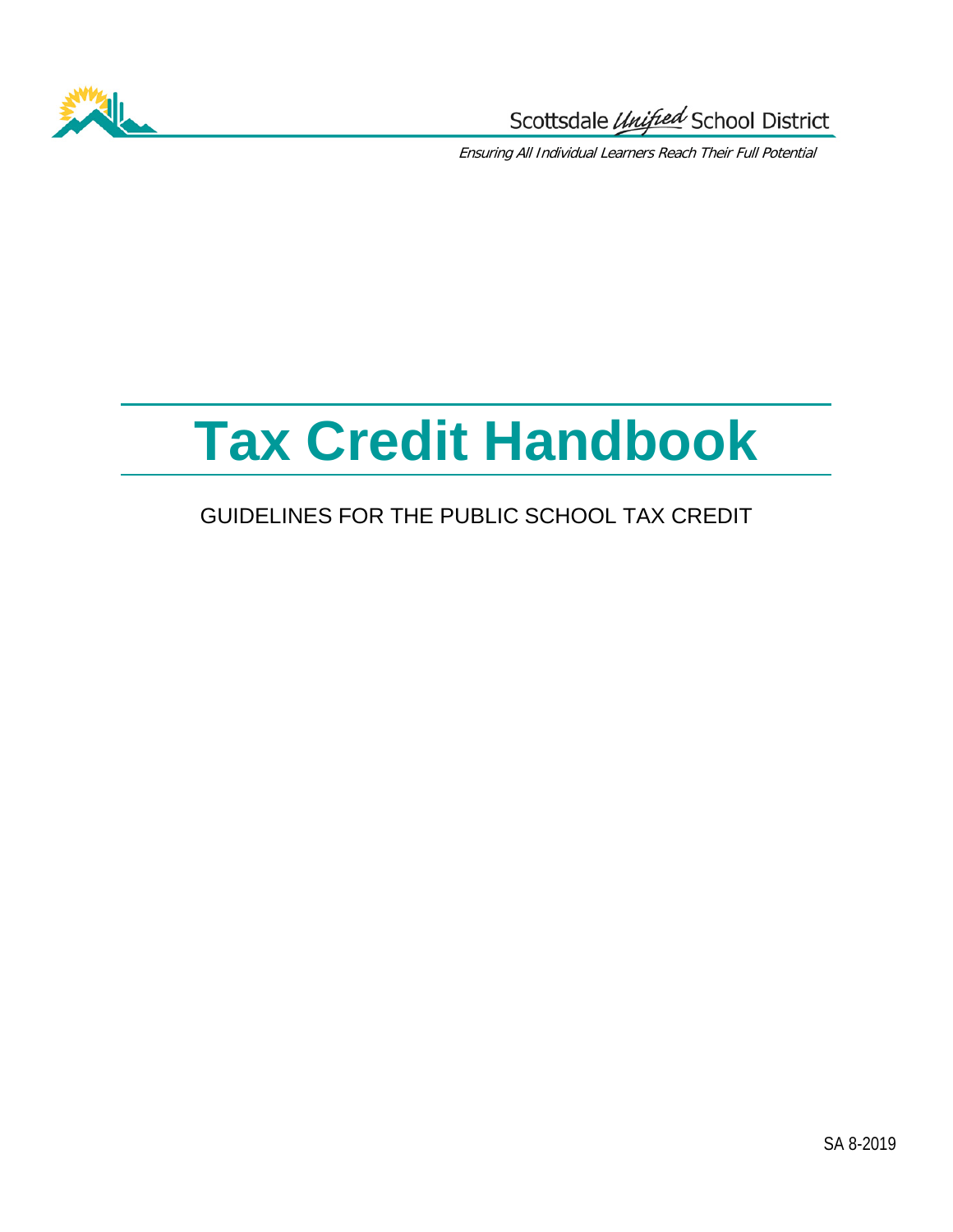Scottsdale *Unified* School District

*Ensuring All Individual Learners Reach Their Full Potential*

# Tax Credit Handbook

GUIDELINES FOR THE PUBLIC SCHOOL TAX CREDIT

SA 8-2019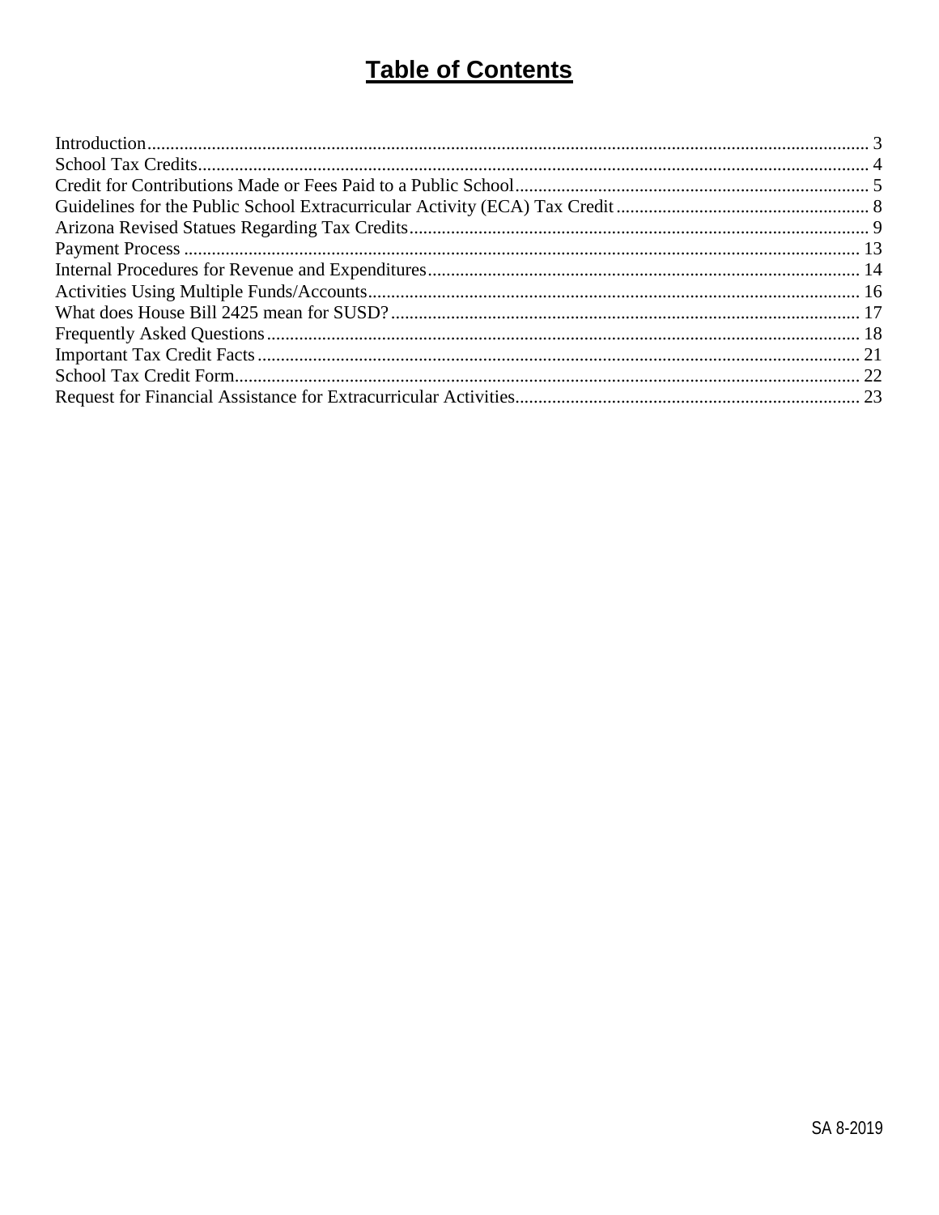# Table of Contents

Introduction........................................................................................................................ 3
School Tax Credits................................................................................................................ 4
Credit for Contributions Made or Fees Paid to a Public School............................................ 5
Guidelines for the Public School Extracurricular Activity (ECA) Tax Credit....................... 8
Arizona Revised Statues Regarding Tax Credits.................................................................. 9
Payment Process ................................................................................................................ 13
Internal Procedures for Revenue and Expenditures............................................................ 14
Activities Using Multiple Funds/Accounts......................................................................... 16
What does House Bill 2425 mean for SUSD?.................................................................... 17
Frequently Asked Questions............................................................................................... 18
Important Tax Credit Facts................................................................................................. 21
School Tax Credit Form...................................................................................................... 22
Request for Financial Assistance for Extracurricular Activities......................................... 23

SA 8-2019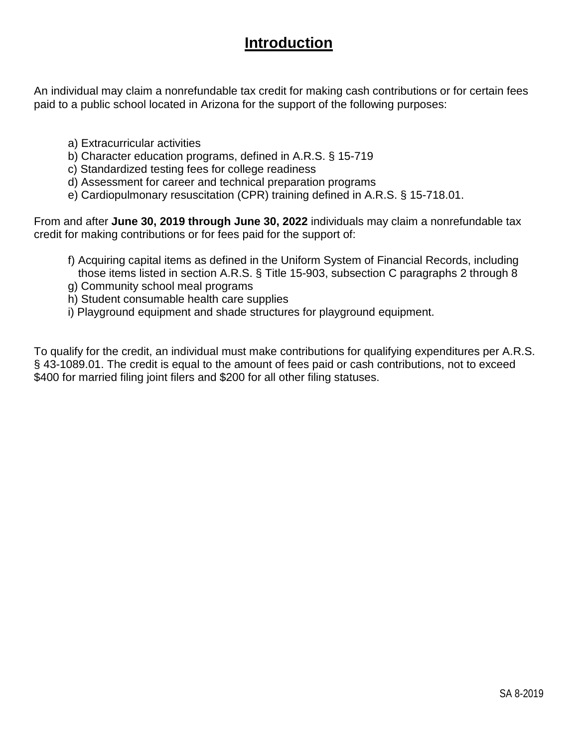# Introduction

An individual may claim a nonrefundable tax credit for making cash contributions or for certain fees paid to a public school located in Arizona for the support of the following purposes:

a) Extracurricular activities
b) Character education programs, defined in A.R.S. § 15-719
c) Standardized testing fees for college readiness
d) Assessment for career and technical preparation programs
e) Cardiopulmonary resuscitation (CPR) training defined in A.R.S. § 15-718.01.

From and after **June 30, 2019 through June 30, 2022** individuals may claim a nonrefundable tax credit for making contributions or for fees paid for the support of:

f) Acquiring capital items as defined in the Uniform System of Financial Records, including those items listed in section A.R.S. § Title 15-903, subsection C paragraphs 2 through 8
g) Community school meal programs
h) Student consumable health care supplies
i) Playground equipment and shade structures for playground equipment.

To qualify for the credit, an individual must make contributions for qualifying expenditures per A.R.S. § 43-1089.01. The credit is equal to the amount of fees paid or cash contributions, not to exceed $400 for married filing joint filers and $200 for all other filing statuses.

SA 8-2019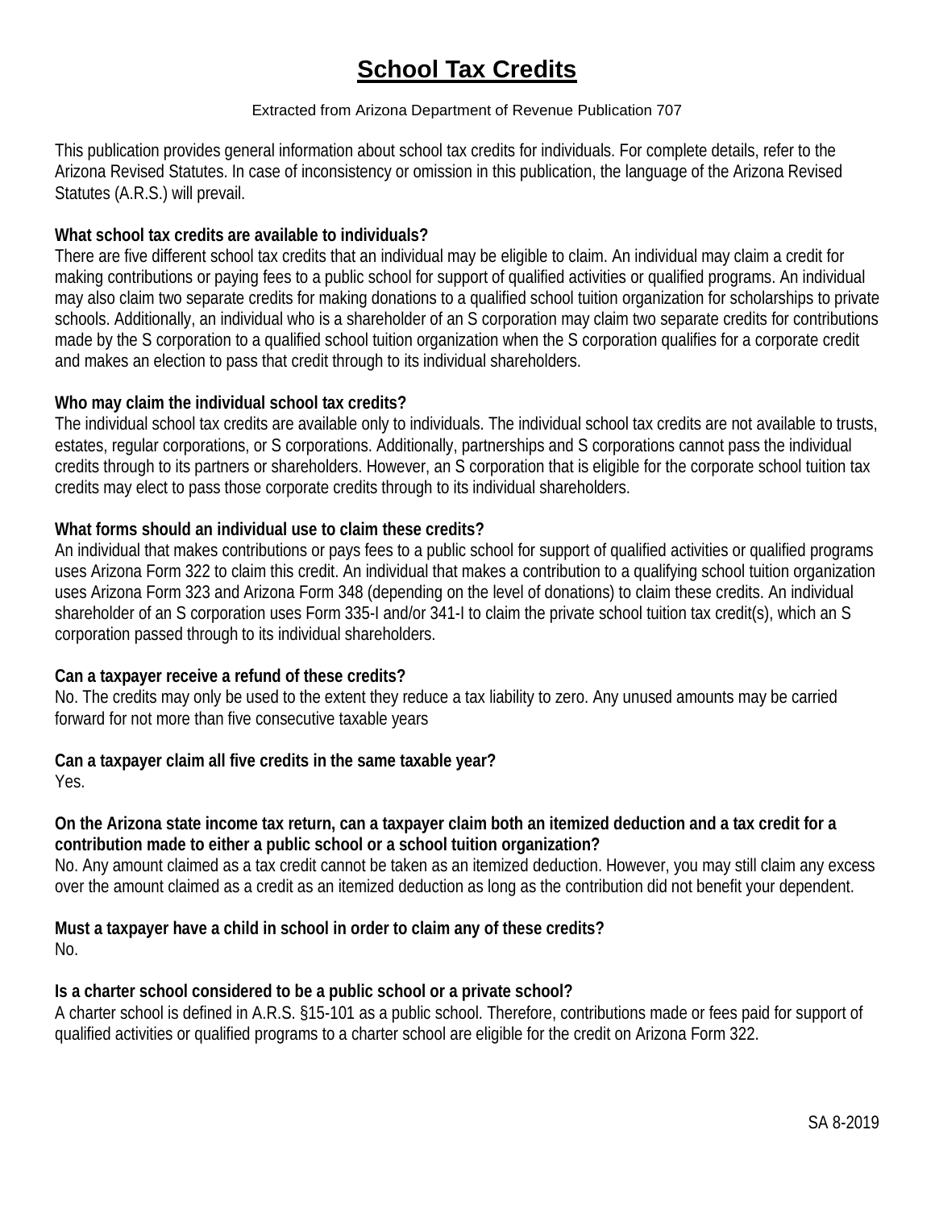# School Tax Credits

Extracted from Arizona Department of Revenue Publication 707

This publication provides general information about school tax credits for individuals. For complete details, refer to the Arizona Revised Statutes. In case of inconsistency or omission in this publication, the language of the Arizona Revised Statutes (A.R.S.) will prevail.

**What school tax credits are available to individuals?**

There are five different school tax credits that an individual may be eligible to claim. An individual may claim a credit for making contributions or paying fees to a public school for support of qualified activities or qualified programs. An individual may also claim two separate credits for making donations to a qualified school tuition organization for scholarships to private schools. Additionally, an individual who is a shareholder of an S corporation may claim two separate credits for contributions made by the S corporation to a qualified school tuition organization when the S corporation qualifies for a corporate credit and makes an election to pass that credit through to its individual shareholders.

**Who may claim the individual school tax credits?**

The individual school tax credits are available only to individuals. The individual school tax credits are not available to trusts, estates, regular corporations, or S corporations. Additionally, partnerships and S corporations cannot pass the individual credits through to its partners or shareholders. However, an S corporation that is eligible for the corporate school tuition tax credits may elect to pass those corporate credits through to its individual shareholders.

**What forms should an individual use to claim these credits?**

An individual that makes contributions or pays fees to a public school for support of qualified activities or qualified programs uses Arizona Form 322 to claim this credit. An individual that makes a contribution to a qualifying school tuition organization uses Arizona Form 323 and Arizona Form 348 (depending on the level of donations) to claim these credits. An individual shareholder of an S corporation uses Form 335-I and/or 341-I to claim the private school tuition tax credit(s), which an S corporation passed through to its individual shareholders.

**Can a taxpayer receive a refund of these credits?**

No. The credits may only be used to the extent they reduce a tax liability to zero. Any unused amounts may be carried forward for not more than five consecutive taxable years

**Can a taxpayer claim all five credits in the same taxable year?**

Yes.

**On the Arizona state income tax return, can a taxpayer claim both an itemized deduction and a tax credit for a contribution made to either a public school or a school tuition organization?**

No. Any amount claimed as a tax credit cannot be taken as an itemized deduction. However, you may still claim any excess over the amount claimed as a credit as an itemized deduction as long as the contribution did not benefit your dependent.

**Must a taxpayer have a child in school in order to claim any of these credits?**

No.

**Is a charter school considered to be a public school or a private school?**

A charter school is defined in A.R.S. §15-101 as a public school. Therefore, contributions made or fees paid for support of qualified activities or qualified programs to a charter school are eligible for the credit on Arizona Form 322.

SA 8-2019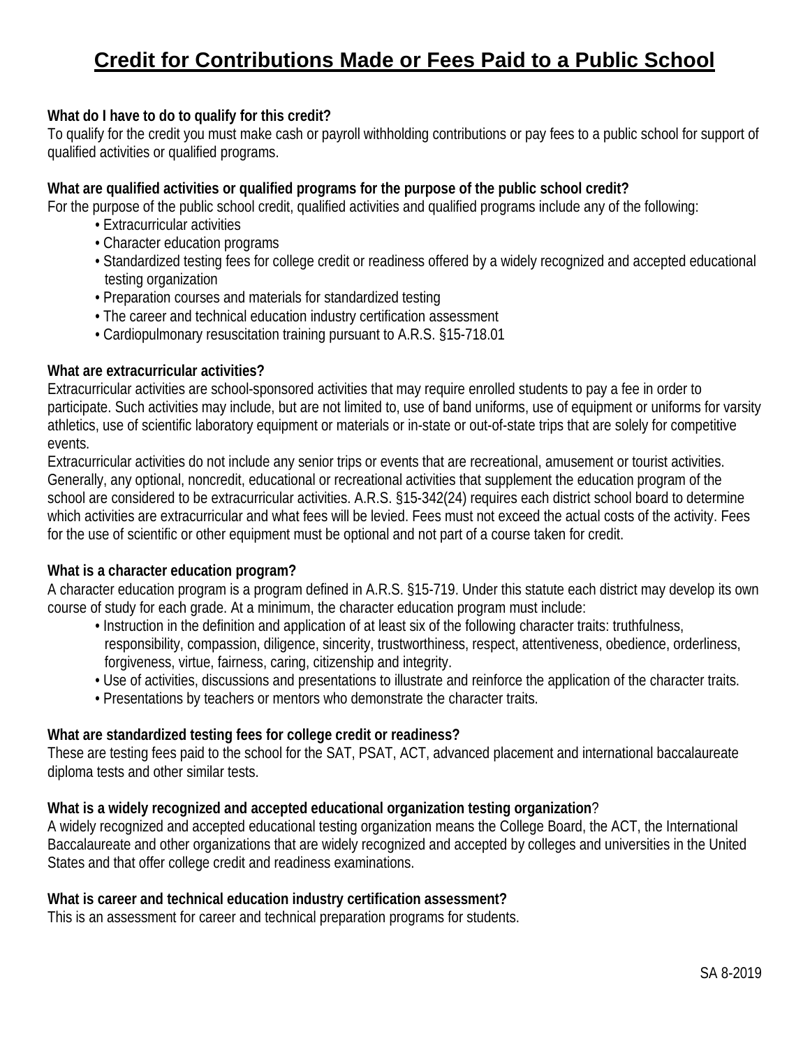# Credit for Contributions Made or Fees Paid to a Public School

**What do I have to do to qualify for this credit?**

To qualify for the credit you must make cash or payroll withholding contributions or pay fees to a public school for support of qualified activities or qualified programs.

**What are qualified activities or qualified programs for the purpose of the public school credit?**

For the purpose of the public school credit, qualified activities and qualified programs include any of the following:

- Extracurricular activities
- Character education programs
- Standardized testing fees for college credit or readiness offered by a widely recognized and accepted educational testing organization
- Preparation courses and materials for standardized testing
- The career and technical education industry certification assessment
- Cardiopulmonary resuscitation training pursuant to A.R.S. §15-718.01

**What are extracurricular activities?**

Extracurricular activities are school-sponsored activities that may require enrolled students to pay a fee in order to participate. Such activities may include, but are not limited to, use of band uniforms, use of equipment or uniforms for varsity athletics, use of scientific laboratory equipment or materials or in-state or out-of-state trips that are solely for competitive events.

Extracurricular activities do not include any senior trips or events that are recreational, amusement or tourist activities. Generally, any optional, noncredit, educational or recreational activities that supplement the education program of the school are considered to be extracurricular activities. A.R.S. §15-342(24) requires each district school board to determine which activities are extracurricular and what fees will be levied. Fees must not exceed the actual costs of the activity. Fees for the use of scientific or other equipment must be optional and not part of a course taken for credit.

**What is a character education program?**

A character education program is a program defined in A.R.S. §15-719. Under this statute each district may develop its own course of study for each grade. At a minimum, the character education program must include:

- Instruction in the definition and application of at least six of the following character traits: truthfulness, responsibility, compassion, diligence, sincerity, trustworthiness, respect, attentiveness, obedience, orderliness, forgiveness, virtue, fairness, caring, citizenship and integrity.
- Use of activities, discussions and presentations to illustrate and reinforce the application of the character traits.
- Presentations by teachers or mentors who demonstrate the character traits.

**What are standardized testing fees for college credit or readiness?**

These are testing fees paid to the school for the SAT, PSAT, ACT, advanced placement and international baccalaureate diploma tests and other similar tests.

**What is a widely recognized and accepted educational organization testing organization?**

A widely recognized and accepted educational testing organization means the College Board, the ACT, the International Baccalaureate and other organizations that are widely recognized and accepted by colleges and universities in the United States and that offer college credit and readiness examinations.

**What is career and technical education industry certification assessment?**

This is an assessment for career and technical preparation programs for students.

SA 8-2019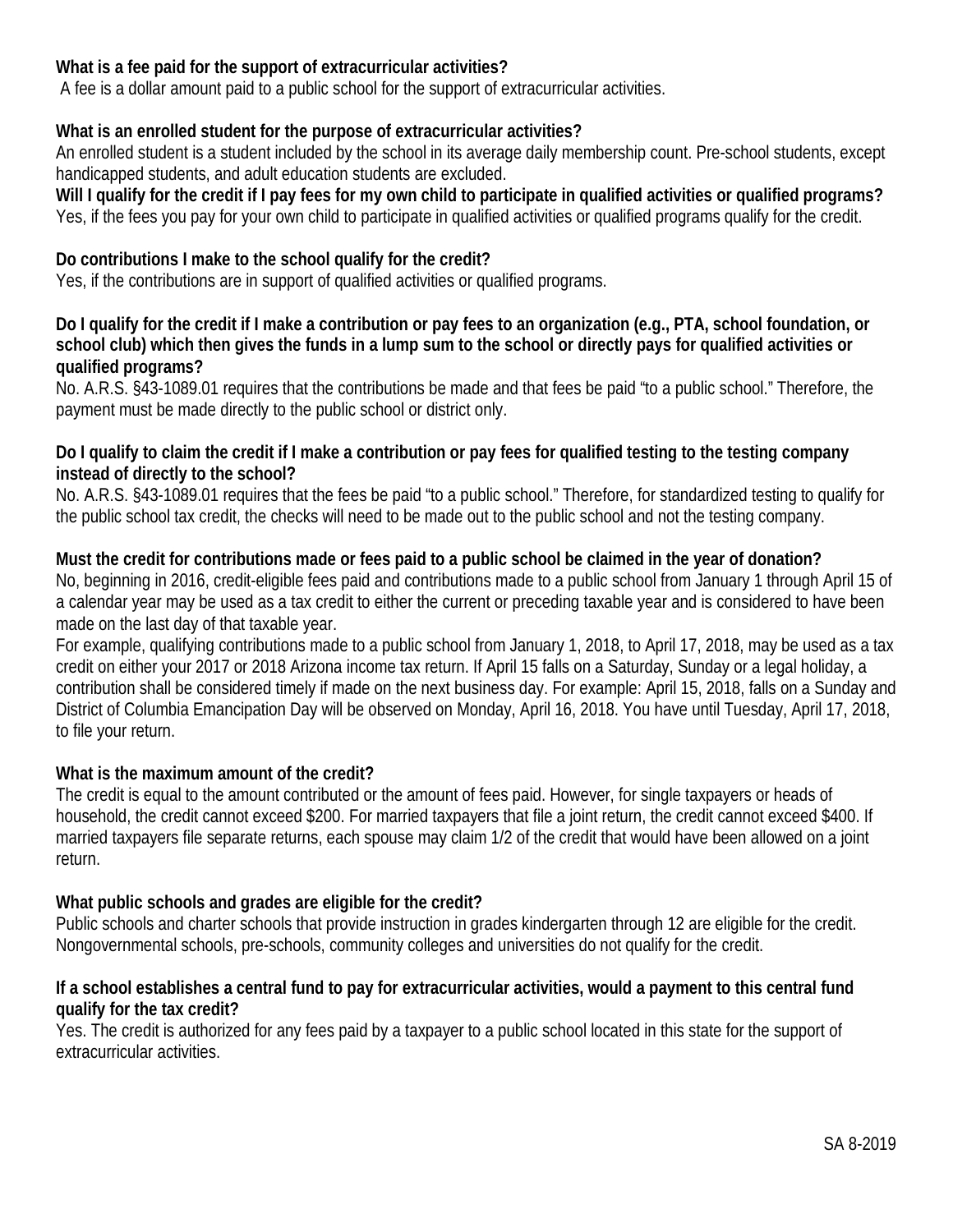**What is a fee paid for the support of extracurricular activities?**

A fee is a dollar amount paid to a public school for the support of extracurricular activities.

**What is an enrolled student for the purpose of extracurricular activities?**

An enrolled student is a student included by the school in its average daily membership count. Pre-school students, except handicapped students, and adult education students are excluded.

**Will I qualify for the credit if I pay fees for my own child to participate in qualified activities or qualified programs?**

Yes, if the fees you pay for your own child to participate in qualified activities or qualified programs qualify for the credit.

**Do contributions I make to the school qualify for the credit?**

Yes, if the contributions are in support of qualified activities or qualified programs.

**Do I qualify for the credit if I make a contribution or pay fees to an organization (e.g., PTA, school foundation, or school club) which then gives the funds in a lump sum to the school or directly pays for qualified activities or qualified programs?**

No. A.R.S. §43-1089.01 requires that the contributions be made and that fees be paid "to a public school." Therefore, the payment must be made directly to the public school or district only.

**Do I qualify to claim the credit if I make a contribution or pay fees for qualified testing to the testing company instead of directly to the school?**

No. A.R.S. §43-1089.01 requires that the fees be paid "to a public school." Therefore, for standardized testing to qualify for the public school tax credit, the checks will need to be made out to the public school and not the testing company.

**Must the credit for contributions made or fees paid to a public school be claimed in the year of donation?**

No, beginning in 2016, credit-eligible fees paid and contributions made to a public school from January 1 through April 15 of a calendar year may be used as a tax credit to either the current or preceding taxable year and is considered to have been made on the last day of that taxable year.

For example, qualifying contributions made to a public school from January 1, 2018, to April 17, 2018, may be used as a tax credit on either your 2017 or 2018 Arizona income tax return. If April 15 falls on a Saturday, Sunday or a legal holiday, a contribution shall be considered timely if made on the next business day. For example: April 15, 2018, falls on a Sunday and District of Columbia Emancipation Day will be observed on Monday, April 16, 2018. You have until Tuesday, April 17, 2018, to file your return.

**What is the maximum amount of the credit?**

The credit is equal to the amount contributed or the amount of fees paid. However, for single taxpayers or heads of household, the credit cannot exceed $200. For married taxpayers that file a joint return, the credit cannot exceed $400. If married taxpayers file separate returns, each spouse may claim 1/2 of the credit that would have been allowed on a joint return.

**What public schools and grades are eligible for the credit?**

Public schools and charter schools that provide instruction in grades kindergarten through 12 are eligible for the credit. Nongovernmental schools, pre-schools, community colleges and universities do not qualify for the credit.

**If a school establishes a central fund to pay for extracurricular activities, would a payment to this central fund qualify for the tax credit?**

Yes. The credit is authorized for any fees paid by a taxpayer to a public school located in this state for the support of extracurricular activities.

SA 8-2019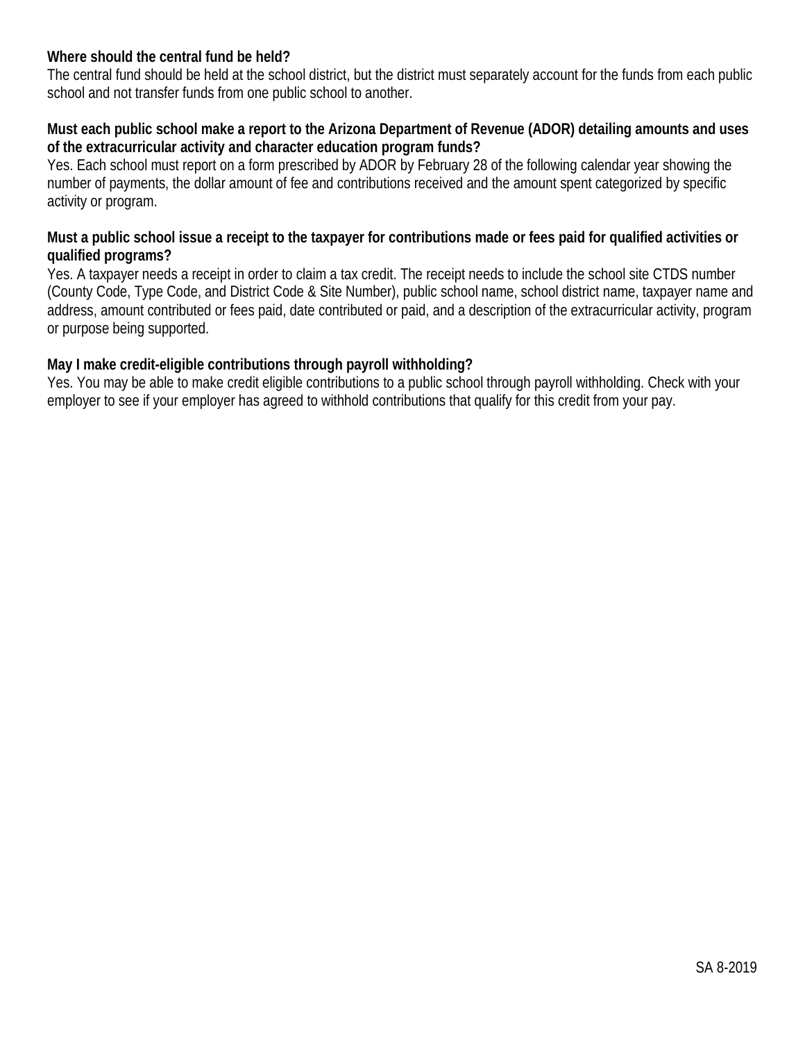**Where should the central fund be held?**

The central fund should be held at the school district, but the district must separately account for the funds from each public school and not transfer funds from one public school to another.

**Must each public school make a report to the Arizona Department of Revenue (ADOR) detailing amounts and uses of the extracurricular activity and character education program funds?**

Yes. Each school must report on a form prescribed by ADOR by February 28 of the following calendar year showing the number of payments, the dollar amount of fee and contributions received and the amount spent categorized by specific activity or program.

**Must a public school issue a receipt to the taxpayer for contributions made or fees paid for qualified activities or qualified programs?**

Yes. A taxpayer needs a receipt in order to claim a tax credit. The receipt needs to include the school site CTDS number (County Code, Type Code, and District Code & Site Number), public school name, school district name, taxpayer name and address, amount contributed or fees paid, date contributed or paid, and a description of the extracurricular activity, program or purpose being supported.

**May I make credit-eligible contributions through payroll withholding?**

Yes. You may be able to make credit eligible contributions to a public school through payroll withholding. Check with your employer to see if your employer has agreed to withhold contributions that qualify for this credit from your pay.

SA 8-2019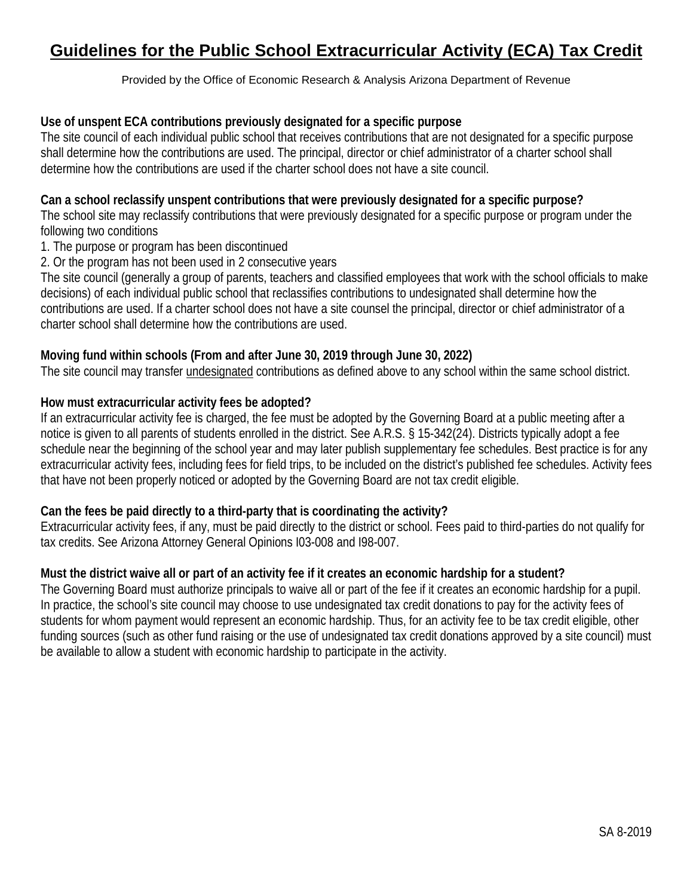# Guidelines for the Public School Extracurricular Activity (ECA) Tax Credit

Provided by the Office of Economic Research & Analysis Arizona Department of Revenue

**Use of unspent ECA contributions previously designated for a specific purpose**

The site council of each individual public school that receives contributions that are not designated for a specific purpose shall determine how the contributions are used. The principal, director or chief administrator of a charter school shall determine how the contributions are used if the charter school does not have a site council.

**Can a school reclassify unspent contributions that were previously designated for a specific purpose?**

The school site may reclassify contributions that were previously designated for a specific purpose or program under the following two conditions

1. The purpose or program has been discontinued
2. Or the program has not been used in 2 consecutive years

The site council (generally a group of parents, teachers and classified employees that work with the school officials to make decisions) of each individual public school that reclassifies contributions to undesignated shall determine how the contributions are used. If a charter school does not have a site counsel the principal, director or chief administrator of a charter school shall determine how the contributions are used.

**Moving fund within schools (From and after June 30, 2019 through June 30, 2022)**

The site council may transfer undesignated contributions as defined above to any school within the same school district.

**How must extracurricular activity fees be adopted?**

If an extracurricular activity fee is charged, the fee must be adopted by the Governing Board at a public meeting after a notice is given to all parents of students enrolled in the district. See A.R.S. § 15-342(24). Districts typically adopt a fee schedule near the beginning of the school year and may later publish supplementary fee schedules. Best practice is for any extracurricular activity fees, including fees for field trips, to be included on the district's published fee schedules. Activity fees that have not been properly noticed or adopted by the Governing Board are not tax credit eligible.

**Can the fees be paid directly to a third-party that is coordinating the activity?**

Extracurricular activity fees, if any, must be paid directly to the district or school. Fees paid to third-parties do not qualify for tax credits. See Arizona Attorney General Opinions I03-008 and I98-007.

**Must the district waive all or part of an activity fee if it creates an economic hardship for a student?**

The Governing Board must authorize principals to waive all or part of the fee if it creates an economic hardship for a pupil. In practice, the school's site council may choose to use undesignated tax credit donations to pay for the activity fees of students for whom payment would represent an economic hardship. Thus, for an activity fee to be tax credit eligible, other funding sources (such as other fund raising or the use of undesignated tax credit donations approved by a site council) must be available to allow a student with economic hardship to participate in the activity.

SA 8-2019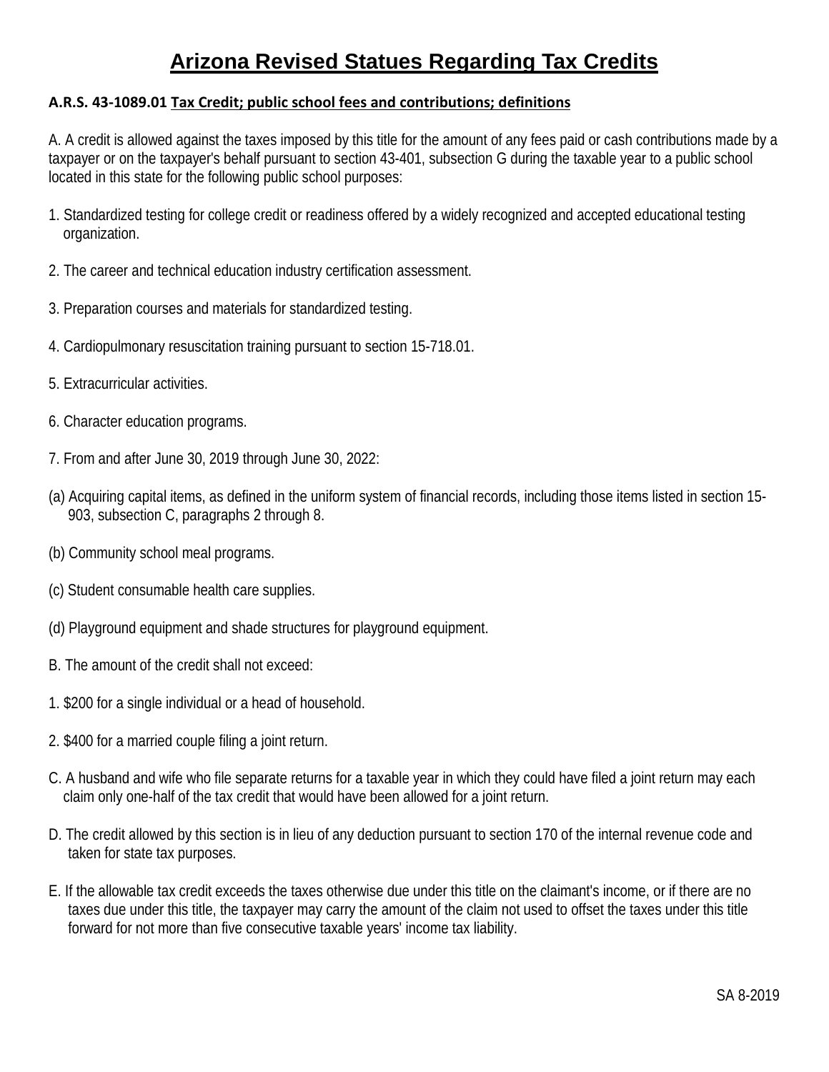# Arizona Revised Statues Regarding Tax Credits

**A.R.S. 43-1089.01 Tax Credit; public school fees and contributions; definitions**

A. A credit is allowed against the taxes imposed by this title for the amount of any fees paid or cash contributions made by a taxpayer or on the taxpayer's behalf pursuant to section 43-401, subsection G during the taxable year to a public school located in this state for the following public school purposes:

1. Standardized testing for college credit or readiness offered by a widely recognized and accepted educational testing organization.

2. The career and technical education industry certification assessment.

3. Preparation courses and materials for standardized testing.

4. Cardiopulmonary resuscitation training pursuant to section 15-718.01.

5. Extracurricular activities.

6. Character education programs.

7. From and after June 30, 2019 through June 30, 2022:

(a) Acquiring capital items, as defined in the uniform system of financial records, including those items listed in section 15-903, subsection C, paragraphs 2 through 8.

(b) Community school meal programs.

(c) Student consumable health care supplies.

(d) Playground equipment and shade structures for playground equipment.

B. The amount of the credit shall not exceed:

1. $200 for a single individual or a head of household.

2. $400 for a married couple filing a joint return.

C. A husband and wife who file separate returns for a taxable year in which they could have filed a joint return may each claim only one-half of the tax credit that would have been allowed for a joint return.

D. The credit allowed by this section is in lieu of any deduction pursuant to section 170 of the internal revenue code and taken for state tax purposes.

E. If the allowable tax credit exceeds the taxes otherwise due under this title on the claimant's income, or if there are no taxes due under this title, the taxpayer may carry the amount of the claim not used to offset the taxes under this title forward for not more than five consecutive taxable years' income tax liability.

SA 8-2019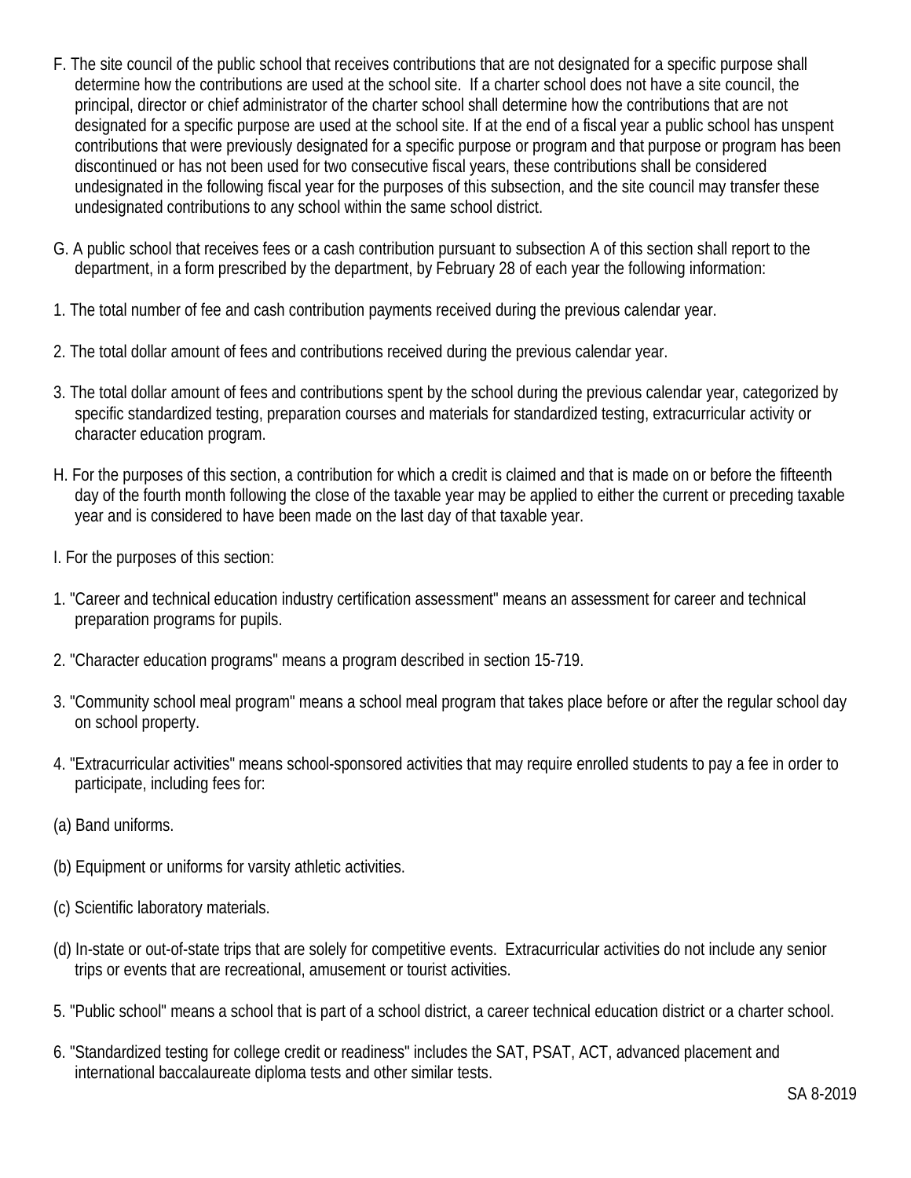F. The site council of the public school that receives contributions that are not designated for a specific purpose shall determine how the contributions are used at the school site. If a charter school does not have a site council, the principal, director or chief administrator of the charter school shall determine how the contributions that are not designated for a specific purpose are used at the school site. If at the end of a fiscal year a public school has unspent contributions that were previously designated for a specific purpose or program and that purpose or program has been discontinued or has not been used for two consecutive fiscal years, these contributions shall be considered undesignated in the following fiscal year for the purposes of this subsection, and the site council may transfer these undesignated contributions to any school within the same school district.

G. A public school that receives fees or a cash contribution pursuant to subsection A of this section shall report to the department, in a form prescribed by the department, by February 28 of each year the following information:

1. The total number of fee and cash contribution payments received during the previous calendar year.

2. The total dollar amount of fees and contributions received during the previous calendar year.

3. The total dollar amount of fees and contributions spent by the school during the previous calendar year, categorized by specific standardized testing, preparation courses and materials for standardized testing, extracurricular activity or character education program.

H. For the purposes of this section, a contribution for which a credit is claimed and that is made on or before the fifteenth day of the fourth month following the close of the taxable year may be applied to either the current or preceding taxable year and is considered to have been made on the last day of that taxable year.

I. For the purposes of this section:

1. "Career and technical education industry certification assessment" means an assessment for career and technical preparation programs for pupils.

2. "Character education programs" means a program described in section 15-719.

3. "Community school meal program" means a school meal program that takes place before or after the regular school day on school property.

4. "Extracurricular activities" means school-sponsored activities that may require enrolled students to pay a fee in order to participate, including fees for:

(a) Band uniforms.

(b) Equipment or uniforms for varsity athletic activities.

(c) Scientific laboratory materials.

(d) In-state or out-of-state trips that are solely for competitive events. Extracurricular activities do not include any senior trips or events that are recreational, amusement or tourist activities.

5. "Public school" means a school that is part of a school district, a career technical education district or a charter school.

6. "Standardized testing for college credit or readiness" includes the SAT, PSAT, ACT, advanced placement and international baccalaureate diploma tests and other similar tests.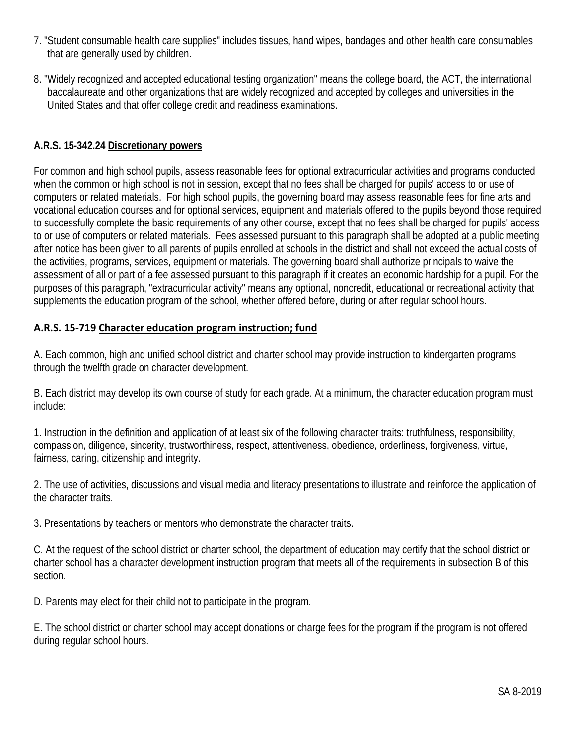7. "Student consumable health care supplies" includes tissues, hand wipes, bandages and other health care consumables that are generally used by children.

8. "Widely recognized and accepted educational testing organization" means the college board, the ACT, the international baccalaureate and other organizations that are widely recognized and accepted by colleges and universities in the United States and that offer college credit and readiness examinations.

**A.R.S. 15-342.24 Discretionary powers**

For common and high school pupils, assess reasonable fees for optional extracurricular activities and programs conducted when the common or high school is not in session, except that no fees shall be charged for pupils' access to or use of computers or related materials. For high school pupils, the governing board may assess reasonable fees for fine arts and vocational education courses and for optional services, equipment and materials offered to the pupils beyond those required to successfully complete the basic requirements of any other course, except that no fees shall be charged for pupils' access to or use of computers or related materials. Fees assessed pursuant to this paragraph shall be adopted at a public meeting after notice has been given to all parents of pupils enrolled at schools in the district and shall not exceed the actual costs of the activities, programs, services, equipment or materials. The governing board shall authorize principals to waive the assessment of all or part of a fee assessed pursuant to this paragraph if it creates an economic hardship for a pupil. For the purposes of this paragraph, "extracurricular activity" means any optional, noncredit, educational or recreational activity that supplements the education program of the school, whether offered before, during or after regular school hours.

**A.R.S. 15-719 Character education program instruction; fund**

A. Each common, high and unified school district and charter school may provide instruction to kindergarten programs through the twelfth grade on character development.

B. Each district may develop its own course of study for each grade. At a minimum, the character education program must include:

1. Instruction in the definition and application of at least six of the following character traits: truthfulness, responsibility, compassion, diligence, sincerity, trustworthiness, respect, attentiveness, obedience, orderliness, forgiveness, virtue, fairness, caring, citizenship and integrity.

2. The use of activities, discussions and visual media and literacy presentations to illustrate and reinforce the application of the character traits.

3. Presentations by teachers or mentors who demonstrate the character traits.

C. At the request of the school district or charter school, the department of education may certify that the school district or charter school has a character development instruction program that meets all of the requirements in subsection B of this section.

D. Parents may elect for their child not to participate in the program.

E. The school district or charter school may accept donations or charge fees for the program if the program is not offered during regular school hours.

SA 8-2019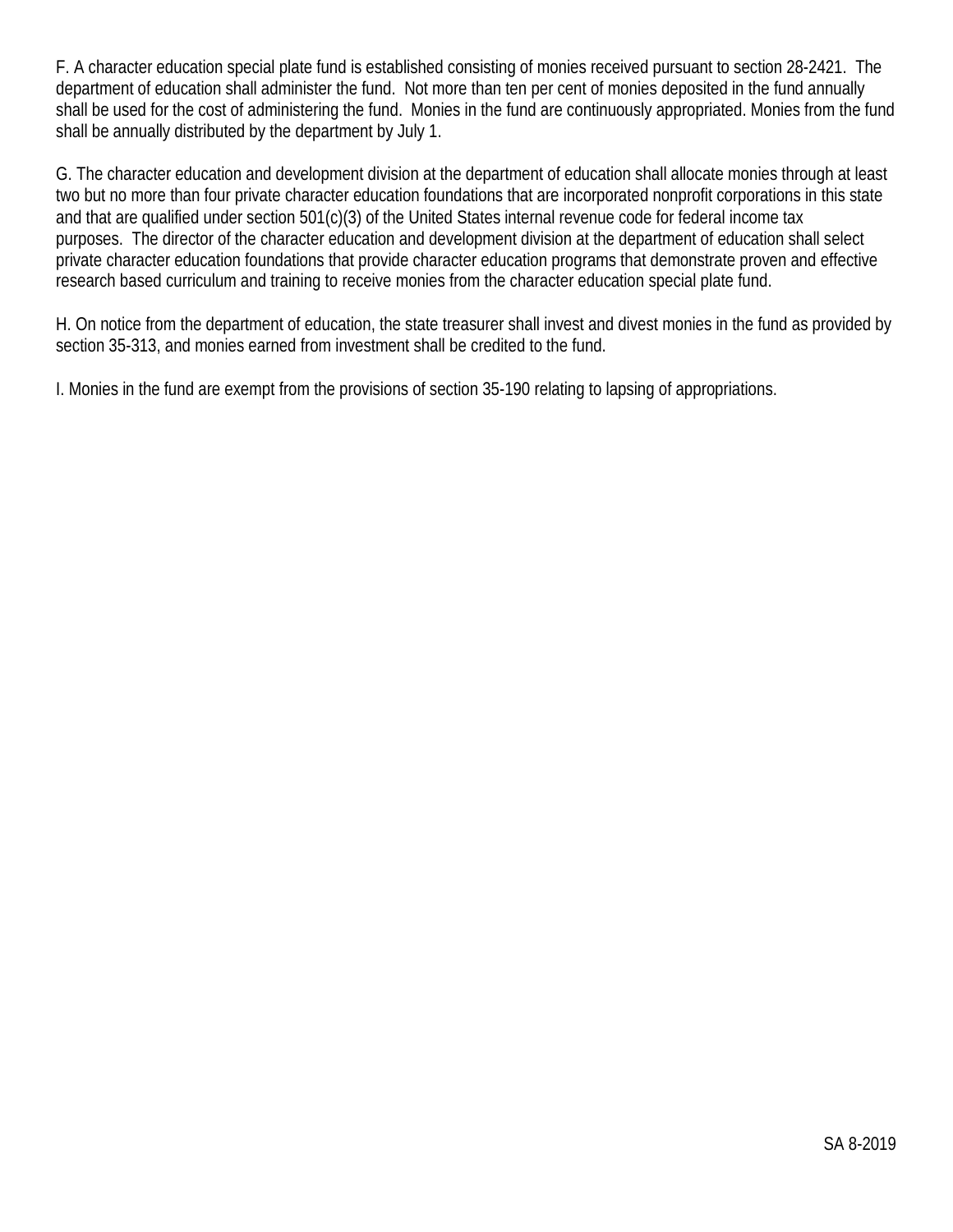F. A character education special plate fund is established consisting of monies received pursuant to section 28-2421. The department of education shall administer the fund. Not more than ten per cent of monies deposited in the fund annually shall be used for the cost of administering the fund. Monies in the fund are continuously appropriated. Monies from the fund shall be annually distributed by the department by July 1.

G. The character education and development division at the department of education shall allocate monies through at least two but no more than four private character education foundations that are incorporated nonprofit corporations in this state and that are qualified under section 501(c)(3) of the United States internal revenue code for federal income tax purposes. The director of the character education and development division at the department of education shall select private character education foundations that provide character education programs that demonstrate proven and effective research based curriculum and training to receive monies from the character education special plate fund.

H. On notice from the department of education, the state treasurer shall invest and divest monies in the fund as provided by section 35-313, and monies earned from investment shall be credited to the fund.

I. Monies in the fund are exempt from the provisions of section 35-190 relating to lapsing of appropriations.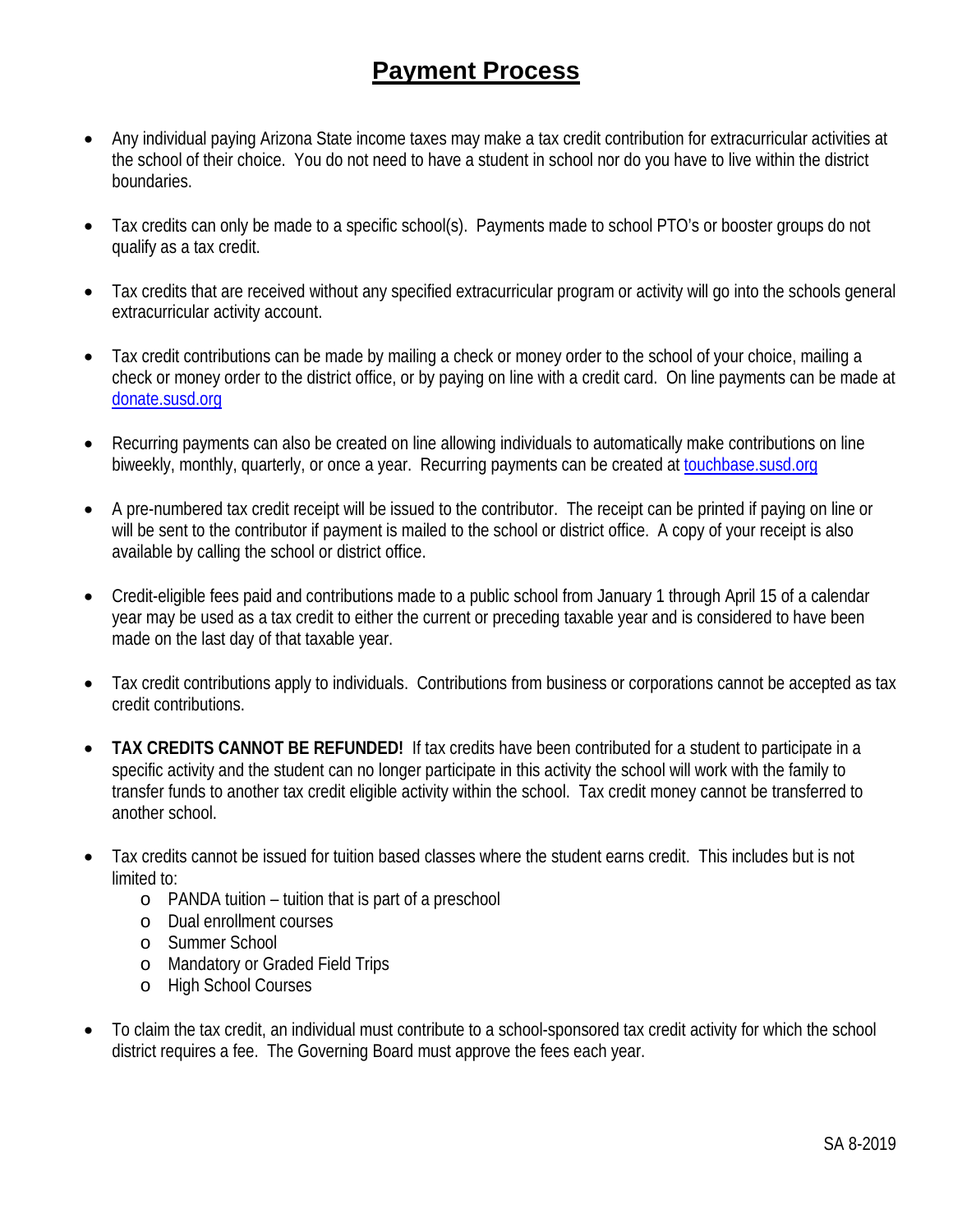# Payment Process

- Any individual paying Arizona State income taxes may make a tax credit contribution for extracurricular activities at the school of their choice. You do not need to have a student in school nor do you have to live within the district boundaries.

- Tax credits can only be made to a specific school(s). Payments made to school PTO's or booster groups do not qualify as a tax credit.

- Tax credits that are received without any specified extracurricular program or activity will go into the schools general extracurricular activity account.

- Tax credit contributions can be made by mailing a check or money order to the school of your choice, mailing a check or money order to the district office, or by paying on line with a credit card. On line payments can be made at donate.susd.org

- Recurring payments can also be created on line allowing individuals to automatically make contributions on line biweekly, monthly, quarterly, or once a year. Recurring payments can be created at touchbase.susd.org

- A pre-numbered tax credit receipt will be issued to the contributor. The receipt can be printed if paying on line or will be sent to the contributor if payment is mailed to the school or district office. A copy of your receipt is also available by calling the school or district office.

- Credit-eligible fees paid and contributions made to a public school from January 1 through April 15 of a calendar year may be used as a tax credit to either the current or preceding taxable year and is considered to have been made on the last day of that taxable year.

- Tax credit contributions apply to individuals. Contributions from business or corporations cannot be accepted as tax credit contributions.

- **TAX CREDITS CANNOT BE REFUNDED!** If tax credits have been contributed for a student to participate in a specific activity and the student can no longer participate in this activity the school will work with the family to transfer funds to another tax credit eligible activity within the school. Tax credit money cannot be transferred to another school.

- Tax credits cannot be issued for tuition based classes where the student earns credit. This includes but is not limited to:
  - PANDA tuition – tuition that is part of a preschool
  - Dual enrollment courses
  - Summer School
  - Mandatory or Graded Field Trips
  - High School Courses

- To claim the tax credit, an individual must contribute to a school-sponsored tax credit activity for which the school district requires a fee. The Governing Board must approve the fees each year.

SA 8-2019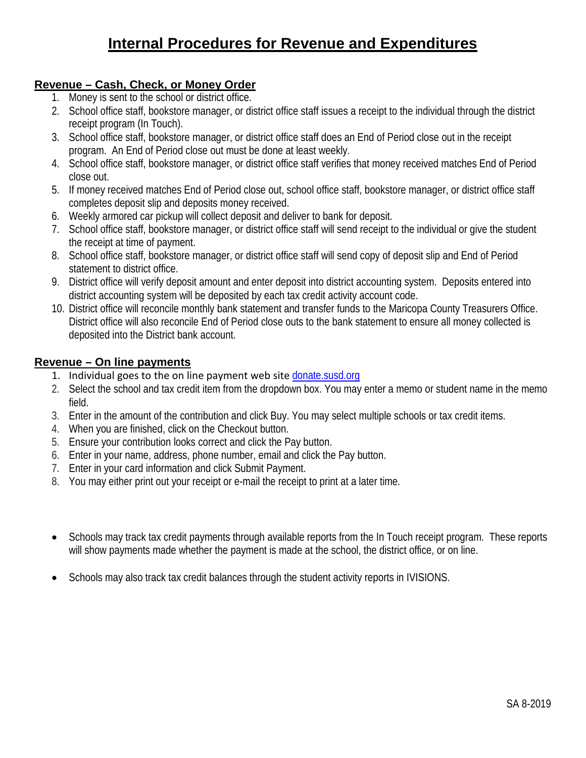# Internal Procedures for Revenue and Expenditures

## Revenue – Cash, Check, or Money Order

1. Money is sent to the school or district office.
2. School office staff, bookstore manager, or district office staff issues a receipt to the individual through the district receipt program (In Touch).
3. School office staff, bookstore manager, or district office staff does an End of Period close out in the receipt program. An End of Period close out must be done at least weekly.
4. School office staff, bookstore manager, or district office staff verifies that money received matches End of Period close out.
5. If money received matches End of Period close out, school office staff, bookstore manager, or district office staff completes deposit slip and deposits money received.
6. Weekly armored car pickup will collect deposit and deliver to bank for deposit.
7. School office staff, bookstore manager, or district office staff will send receipt to the individual or give the student the receipt at time of payment.
8. School office staff, bookstore manager, or district office staff will send copy of deposit slip and End of Period statement to district office.
9. District office will verify deposit amount and enter deposit into district accounting system. Deposits entered into district accounting system will be deposited by each tax credit activity account code.
10. District office will reconcile monthly bank statement and transfer funds to the Maricopa County Treasurers Office. District office will also reconcile End of Period close outs to the bank statement to ensure all money collected is deposited into the District bank account.

## Revenue – On line payments

1. Individual goes to the on line payment web site donate.susd.org
2. Select the school and tax credit item from the dropdown box. You may enter a memo or student name in the memo field.
3. Enter in the amount of the contribution and click Buy. You may select multiple schools or tax credit items.
4. When you are finished, click on the Checkout button.
5. Ensure your contribution looks correct and click the Pay button.
6. Enter in your name, address, phone number, email and click the Pay button.
7. Enter in your card information and click Submit Payment.
8. You may either print out your receipt or e-mail the receipt to print at a later time.

- Schools may track tax credit payments through available reports from the In Touch receipt program. These reports will show payments made whether the payment is made at the school, the district office, or on line.
- Schools may also track tax credit balances through the student activity reports in IVISIONS.

SA 8-2019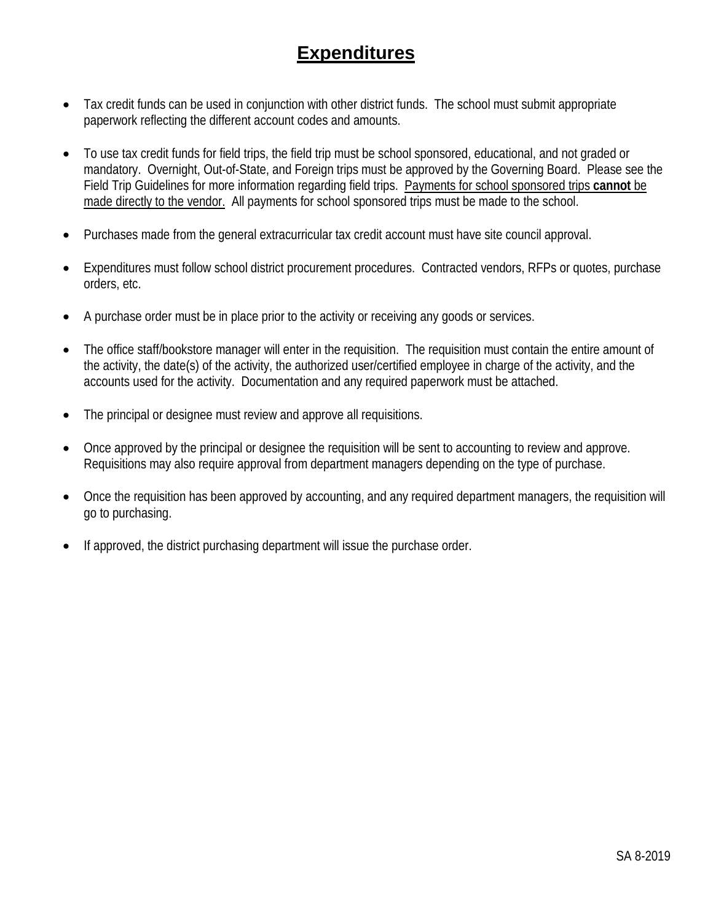# Expenditures

- Tax credit funds can be used in conjunction with other district funds. The school must submit appropriate paperwork reflecting the different account codes and amounts.

- To use tax credit funds for field trips, the field trip must be school sponsored, educational, and not graded or mandatory. Overnight, Out-of-State, and Foreign trips must be approved by the Governing Board. Please see the Field Trip Guidelines for more information regarding field trips. <u>Payments for school sponsored trips **cannot** be made directly to the vendor.</u> All payments for school sponsored trips must be made to the school.

- Purchases made from the general extracurricular tax credit account must have site council approval.

- Expenditures must follow school district procurement procedures. Contracted vendors, RFPs or quotes, purchase orders, etc.

- A purchase order must be in place prior to the activity or receiving any goods or services.

- The office staff/bookstore manager will enter in the requisition. The requisition must contain the entire amount of the activity, the date(s) of the activity, the authorized user/certified employee in charge of the activity, and the accounts used for the activity. Documentation and any required paperwork must be attached.

- The principal or designee must review and approve all requisitions.

- Once approved by the principal or designee the requisition will be sent to accounting to review and approve. Requisitions may also require approval from department managers depending on the type of purchase.

- Once the requisition has been approved by accounting, and any required department managers, the requisition will go to purchasing.

- If approved, the district purchasing department will issue the purchase order.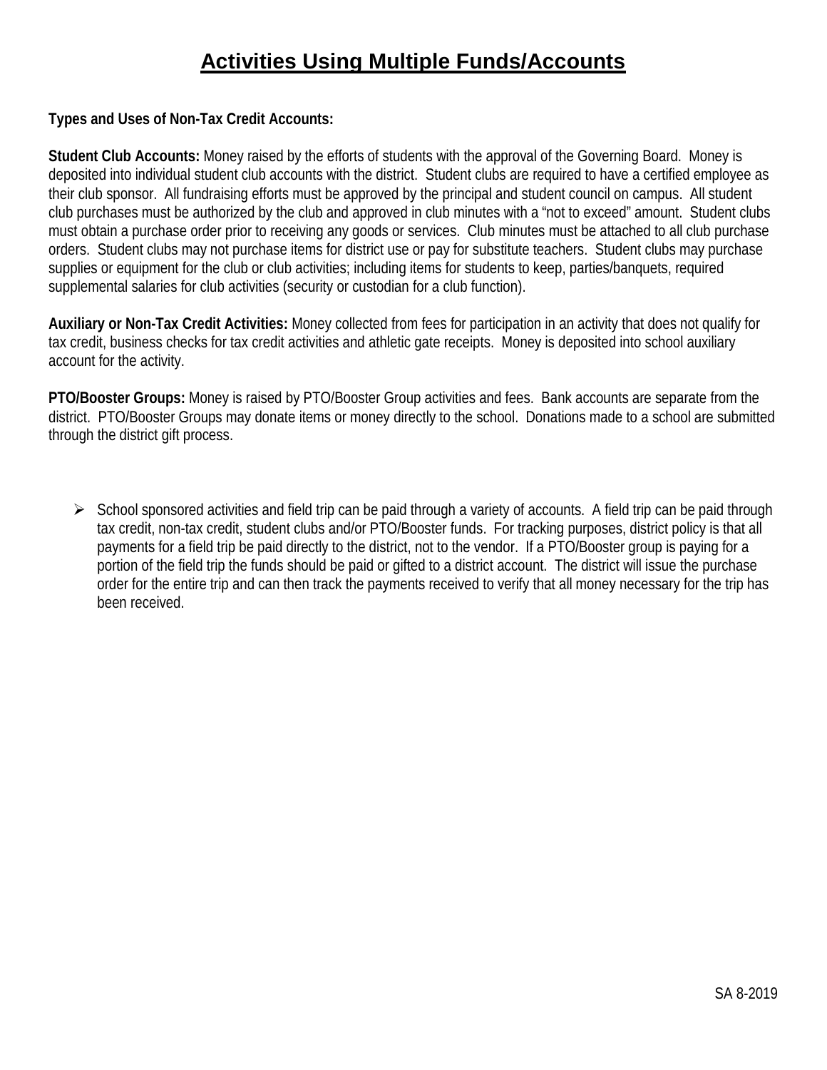# Activities Using Multiple Funds/Accounts

**Types and Uses of Non-Tax Credit Accounts:**

**Student Club Accounts:** Money raised by the efforts of students with the approval of the Governing Board. Money is deposited into individual student club accounts with the district. Student clubs are required to have a certified employee as their club sponsor. All fundraising efforts must be approved by the principal and student council on campus. All student club purchases must be authorized by the club and approved in club minutes with a "not to exceed" amount. Student clubs must obtain a purchase order prior to receiving any goods or services. Club minutes must be attached to all club purchase orders. Student clubs may not purchase items for district use or pay for substitute teachers. Student clubs may purchase supplies or equipment for the club or club activities; including items for students to keep, parties/banquets, required supplemental salaries for club activities (security or custodian for a club function).

**Auxiliary or Non-Tax Credit Activities:** Money collected from fees for participation in an activity that does not qualify for tax credit, business checks for tax credit activities and athletic gate receipts. Money is deposited into school auxiliary account for the activity.

**PTO/Booster Groups:** Money is raised by PTO/Booster Group activities and fees. Bank accounts are separate from the district. PTO/Booster Groups may donate items or money directly to the school. Donations made to a school are submitted through the district gift process.

- School sponsored activities and field trip can be paid through a variety of accounts. A field trip can be paid through tax credit, non-tax credit, student clubs and/or PTO/Booster funds. For tracking purposes, district policy is that all payments for a field trip be paid directly to the district, not to the vendor. If a PTO/Booster group is paying for a portion of the field trip the funds should be paid or gifted to a district account. The district will issue the purchase order for the entire trip and can then track the payments received to verify that all money necessary for the trip has been received.

SA 8-2019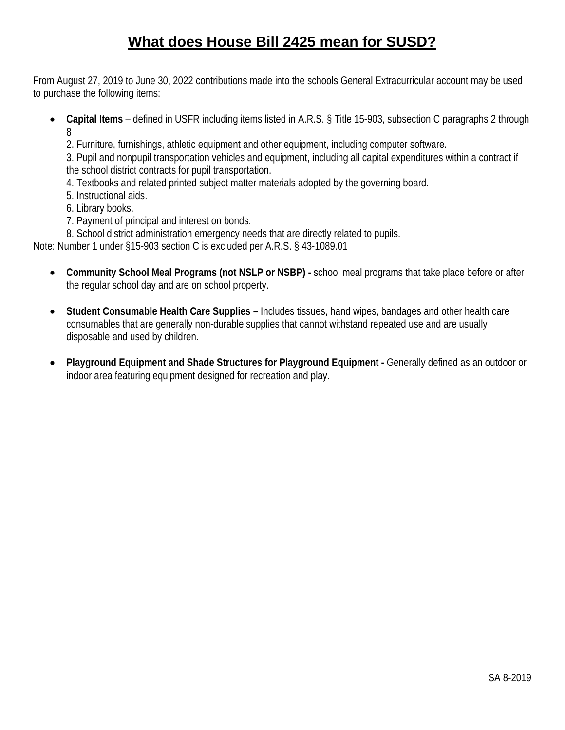# What does House Bill 2425 mean for SUSD?

From August 27, 2019 to June 30, 2022 contributions made into the schools General Extracurricular account may be used to purchase the following items:

- **Capital Items** – defined in USFR including items listed in A.R.S. § Title 15-903, subsection C paragraphs 2 through 8
  2. Furniture, furnishings, athletic equipment and other equipment, including computer software.
  3. Pupil and nonpupil transportation vehicles and equipment, including all capital expenditures within a contract if the school district contracts for pupil transportation.
  4. Textbooks and related printed subject matter materials adopted by the governing board.
  5. Instructional aids.
  6. Library books.
  7. Payment of principal and interest on bonds.
  8. School district administration emergency needs that are directly related to pupils.

Note: Number 1 under §15-903 section C is excluded per A.R.S. § 43-1089.01

- **Community School Meal Programs (not NSLP or NSBP) -** school meal programs that take place before or after the regular school day and are on school property.

- **Student Consumable Health Care Supplies –** Includes tissues, hand wipes, bandages and other health care consumables that are generally non-durable supplies that cannot withstand repeated use and are usually disposable and used by children.

- **Playground Equipment and Shade Structures for Playground Equipment -** Generally defined as an outdoor or indoor area featuring equipment designed for recreation and play.

SA 8-2019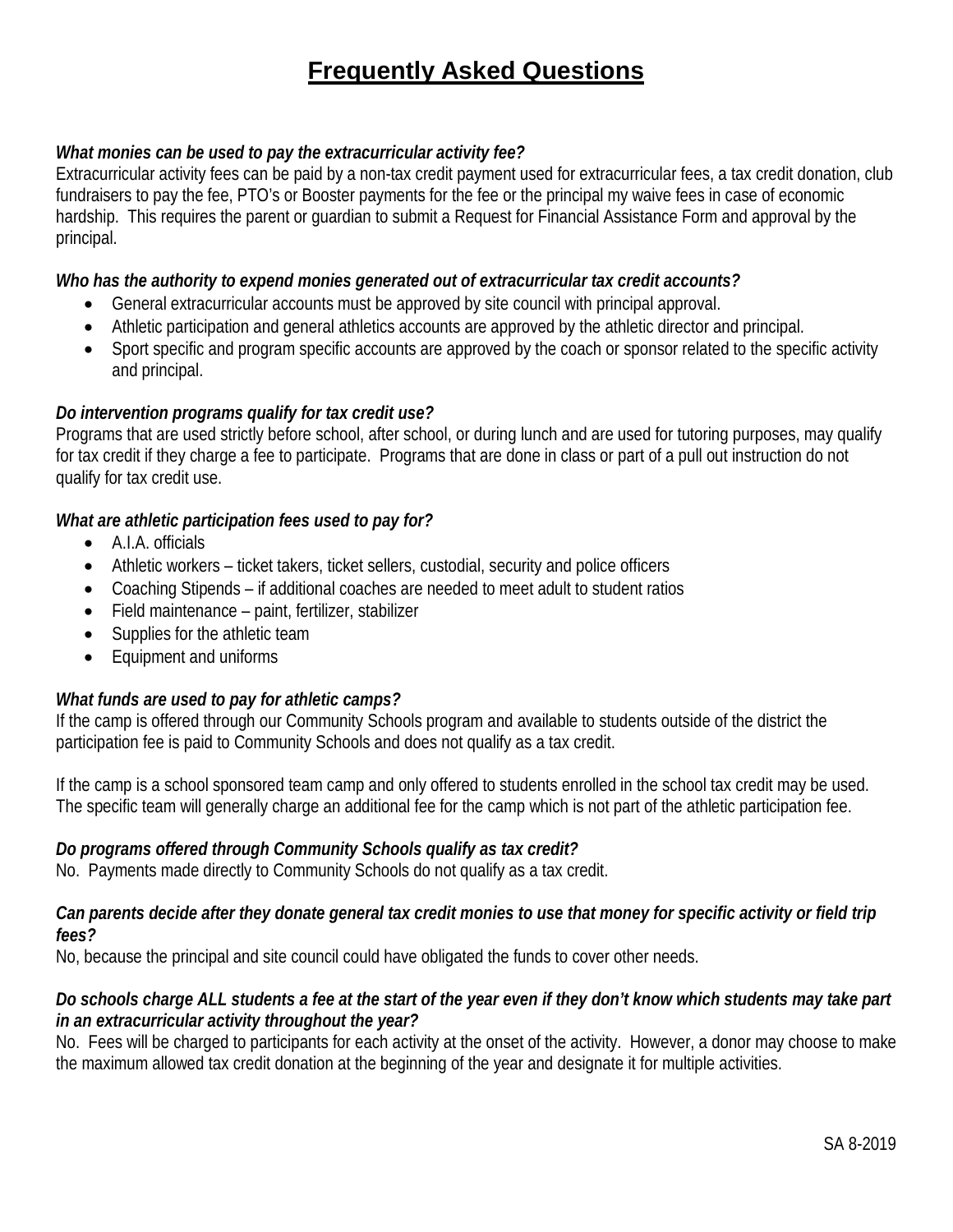# Frequently Asked Questions

***What monies can be used to pay the extracurricular activity fee?***

Extracurricular activity fees can be paid by a non-tax credit payment used for extracurricular fees, a tax credit donation, club fundraisers to pay the fee, PTO's or Booster payments for the fee or the principal my waive fees in case of economic hardship. This requires the parent or guardian to submit a Request for Financial Assistance Form and approval by the principal.

***Who has the authority to expend monies generated out of extracurricular tax credit accounts?***

- General extracurricular accounts must be approved by site council with principal approval.
- Athletic participation and general athletics accounts are approved by the athletic director and principal.
- Sport specific and program specific accounts are approved by the coach or sponsor related to the specific activity and principal.

***Do intervention programs qualify for tax credit use?***

Programs that are used strictly before school, after school, or during lunch and are used for tutoring purposes, may qualify for tax credit if they charge a fee to participate. Programs that are done in class or part of a pull out instruction do not qualify for tax credit use.

***What are athletic participation fees used to pay for?***

- A.I.A. officials
- Athletic workers – ticket takers, ticket sellers, custodial, security and police officers
- Coaching Stipends – if additional coaches are needed to meet adult to student ratios
- Field maintenance – paint, fertilizer, stabilizer
- Supplies for the athletic team
- Equipment and uniforms

***What funds are used to pay for athletic camps?***

If the camp is offered through our Community Schools program and available to students outside of the district the participation fee is paid to Community Schools and does not qualify as a tax credit.

If the camp is a school sponsored team camp and only offered to students enrolled in the school tax credit may be used. The specific team will generally charge an additional fee for the camp which is not part of the athletic participation fee.

***Do programs offered through Community Schools qualify as tax credit?***

No. Payments made directly to Community Schools do not qualify as a tax credit.

***Can parents decide after they donate general tax credit monies to use that money for specific activity or field trip fees?***

No, because the principal and site council could have obligated the funds to cover other needs.

***Do schools charge ALL students a fee at the start of the year even if they don't know which students may take part in an extracurricular activity throughout the year?***

No. Fees will be charged to participants for each activity at the onset of the activity. However, a donor may choose to make the maximum allowed tax credit donation at the beginning of the year and designate it for multiple activities.

SA 8-2019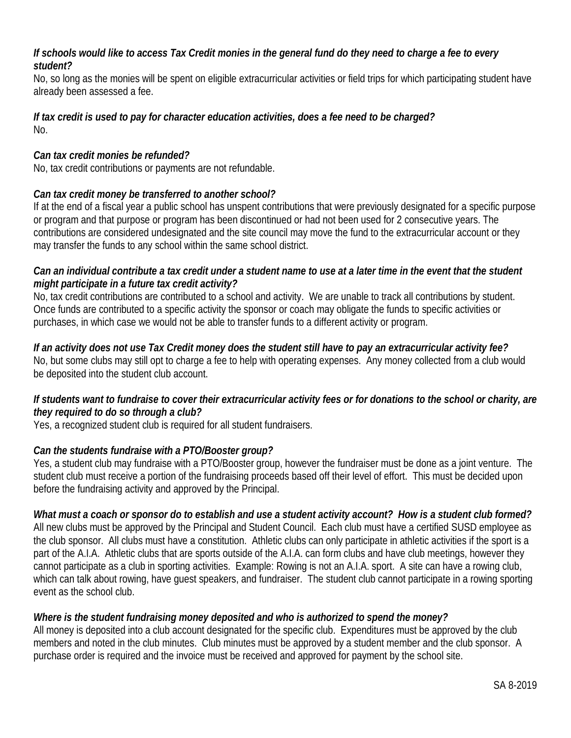***If schools would like to access Tax Credit monies in the general fund do they need to charge a fee to every student?***
No, so long as the monies will be spent on eligible extracurricular activities or field trips for which participating student have already been assessed a fee.

***If tax credit is used to pay for character education activities, does a fee need to be charged?***
No.

***Can tax credit monies be refunded?***
No, tax credit contributions or payments are not refundable.

***Can tax credit money be transferred to another school?***
If at the end of a fiscal year a public school has unspent contributions that were previously designated for a specific purpose or program and that purpose or program has been discontinued or had not been used for 2 consecutive years. The contributions are considered undesignated and the site council may move the fund to the extracurricular account or they may transfer the funds to any school within the same school district.

***Can an individual contribute a tax credit under a student name to use at a later time in the event that the student might participate in a future tax credit activity?***
No, tax credit contributions are contributed to a school and activity. We are unable to track all contributions by student. Once funds are contributed to a specific activity the sponsor or coach may obligate the funds to specific activities or purchases, in which case we would not be able to transfer funds to a different activity or program.

***If an activity does not use Tax Credit money does the student still have to pay an extracurricular activity fee?***
No, but some clubs may still opt to charge a fee to help with operating expenses. Any money collected from a club would be deposited into the student club account.

***If students want to fundraise to cover their extracurricular activity fees or for donations to the school or charity, are they required to do so through a club?***
Yes, a recognized student club is required for all student fundraisers.

***Can the students fundraise with a PTO/Booster group?***
Yes, a student club may fundraise with a PTO/Booster group, however the fundraiser must be done as a joint venture. The student club must receive a portion of the fundraising proceeds based off their level of effort. This must be decided upon before the fundraising activity and approved by the Principal.

***What must a coach or sponsor do to establish and use a student activity account? How is a student club formed?***
All new clubs must be approved by the Principal and Student Council. Each club must have a certified SUSD employee as the club sponsor. All clubs must have a constitution. Athletic clubs can only participate in athletic activities if the sport is a part of the A.I.A. Athletic clubs that are sports outside of the A.I.A. can form clubs and have club meetings, however they cannot participate as a club in sporting activities. Example: Rowing is not an A.I.A. sport. A site can have a rowing club, which can talk about rowing, have guest speakers, and fundraiser. The student club cannot participate in a rowing sporting event as the school club.

***Where is the student fundraising money deposited and who is authorized to spend the money?***
All money is deposited into a club account designated for the specific club. Expenditures must be approved by the club members and noted in the club minutes. Club minutes must be approved by a student member and the club sponsor. A purchase order is required and the invoice must be received and approved for payment by the school site.

SA 8-2019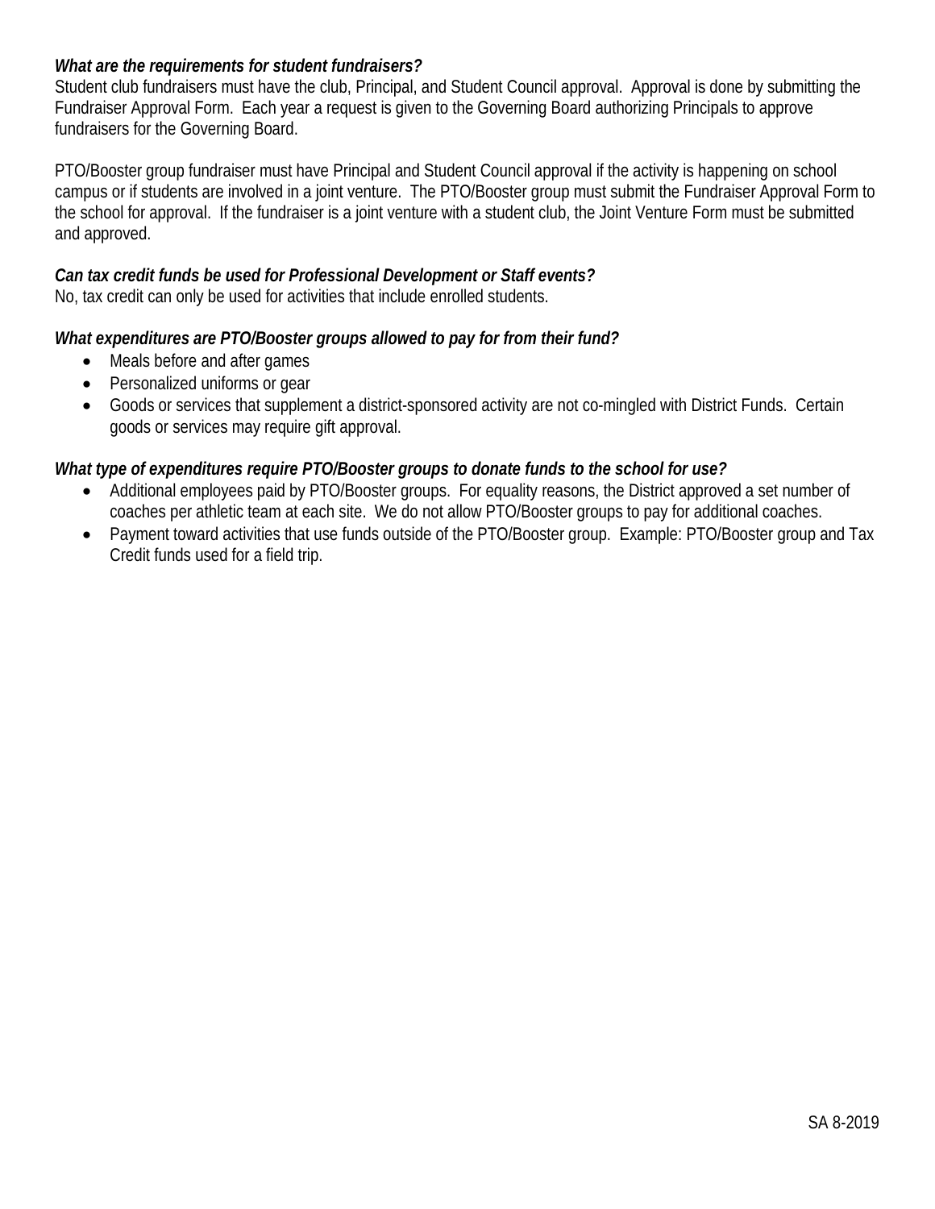***What are the requirements for student fundraisers?***
Student club fundraisers must have the club, Principal, and Student Council approval. Approval is done by submitting the Fundraiser Approval Form. Each year a request is given to the Governing Board authorizing Principals to approve fundraisers for the Governing Board.

PTO/Booster group fundraiser must have Principal and Student Council approval if the activity is happening on school campus or if students are involved in a joint venture. The PTO/Booster group must submit the Fundraiser Approval Form to the school for approval. If the fundraiser is a joint venture with a student club, the Joint Venture Form must be submitted and approved.

***Can tax credit funds be used for Professional Development or Staff events?***
No, tax credit can only be used for activities that include enrolled students.

***What expenditures are PTO/Booster groups allowed to pay for from their fund?***

- Meals before and after games
- Personalized uniforms or gear
- Goods or services that supplement a district-sponsored activity are not co-mingled with District Funds. Certain goods or services may require gift approval.

***What type of expenditures require PTO/Booster groups to donate funds to the school for use?***

- Additional employees paid by PTO/Booster groups. For equality reasons, the District approved a set number of coaches per athletic team at each site. We do not allow PTO/Booster groups to pay for additional coaches.
- Payment toward activities that use funds outside of the PTO/Booster group. Example: PTO/Booster group and Tax Credit funds used for a field trip.

SA 8-2019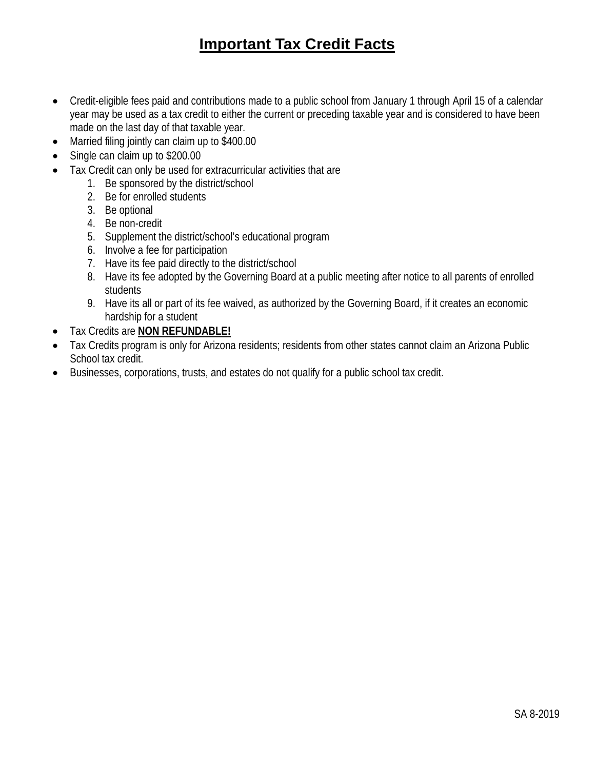# **Important Tax Credit Facts**

- Credit-eligible fees paid and contributions made to a public school from January 1 through April 15 of a calendar year may be used as a tax credit to either the current or preceding taxable year and is considered to have been made on the last day of that taxable year.
- Married filing jointly can claim up to $400.00
- Single can claim up to $200.00
- Tax Credit can only be used for extracurricular activities that are
    1. Be sponsored by the district/school
    2. Be for enrolled students
    3. Be optional
    4. Be non-credit
    5. Supplement the district/school's educational program
    6. Involve a fee for participation
    7. Have its fee paid directly to the district/school
    8. Have its fee adopted by the Governing Board at a public meeting after notice to all parents of enrolled students
    9. Have its all or part of its fee waived, as authorized by the Governing Board, if it creates an economic hardship for a student
- Tax Credits are **NON REFUNDABLE!**
- Tax Credits program is only for Arizona residents; residents from other states cannot claim an Arizona Public School tax credit.
- Businesses, corporations, trusts, and estates do not qualify for a public school tax credit.

SA 8-2019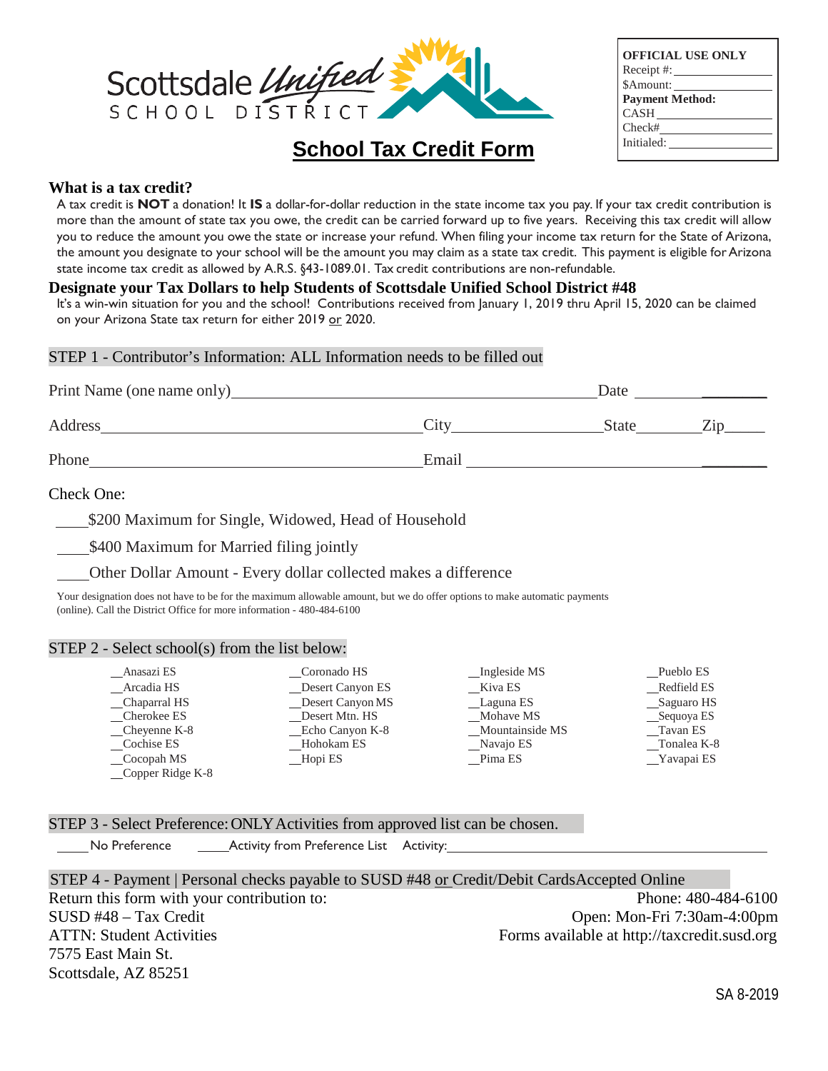Scottsdale Unified SCHOOL DISTRICT

# School Tax Credit Form

| OFFICIAL USE ONLY |
|---|
| Receipt #: ____________ |
| $Amount: ____________ |
| **Payment Method:** |
| CASH ____________ |
| Check# ____________ |
| Initialed: ____________ |

## What is a tax credit?

A tax credit is **NOT** a donation! It **IS** a dollar-for-dollar reduction in the state income tax you pay. If your tax credit contribution is more than the amount of state tax you owe, the credit can be carried forward up to five years. Receiving this tax credit will allow you to reduce the amount you owe the state or increase your refund. When filing your income tax return for the State of Arizona, the amount you designate to your school will be the amount you may claim as a state tax credit. This payment is eligible for Arizona state income tax credit as allowed by A.R.S. §43-1089.01. Tax credit contributions are non-refundable.

## Designate your Tax Dollars to help Students of Scottsdale Unified School District #48

It's a win-win situation for you and the school! Contributions received from January 1, 2019 thru April 15, 2020 can be claimed on your Arizona State tax return for either 2019 or 2020.

### STEP 1 - Contributor's Information: ALL Information needs to be filled out

Print Name (one name only)________________________________ Date ____________

Address________________________________ City______________ State________ Zip_____

Phone________________________________ Email ________________________

Check One:

____$200 Maximum for Single, Widowed, Head of Household

____$400 Maximum for Married filing jointly

____Other Dollar Amount - Every dollar collected makes a difference

Your designation does not have to be for the maximum allowable amount, but we do offer options to make automatic payments (online). Call the District Office for more information - 480-484-6100

### STEP 2 - Select school(s) from the list below:

__Anasazi ES
__Arcadia HS
__Chaparral HS
__Cherokee ES
__Cheyenne K-8
__Cochise ES
__Cocopah MS
__Copper Ridge K-8
__Coronado HS
__Desert Canyon ES
__Desert Canyon MS
__Desert Mtn. HS
__Echo Canyon K-8
__Hohokam ES
__Hopi ES
__Ingleside MS
__Kiva ES
__Laguna ES
__Mohave MS
__Mountainside MS
__Navajo ES
__Pima ES
__Pueblo ES
__Redfield ES
__Saguaro HS
__Sequoya ES
__Tavan ES
__Tonalea K-8
__Yavapai ES

### STEP 3 - Select Preference: ONLY Activities from approved list can be chosen.

____No Preference ____Activity from Preference List Activity:________________________________

### STEP 4 - Payment | Personal checks payable to SUSD #48 or Credit/Debit Cards Accepted Online

Return this form with your contribution to:
SUSD #48 – Tax Credit
ATTN: Student Activities
7575 East Main St.
Scottsdale, AZ 85251

Phone: 480-484-6100
Open: Mon-Fri 7:30am-4:00pm
Forms available at http://taxcredit.susd.org

SA 8-2019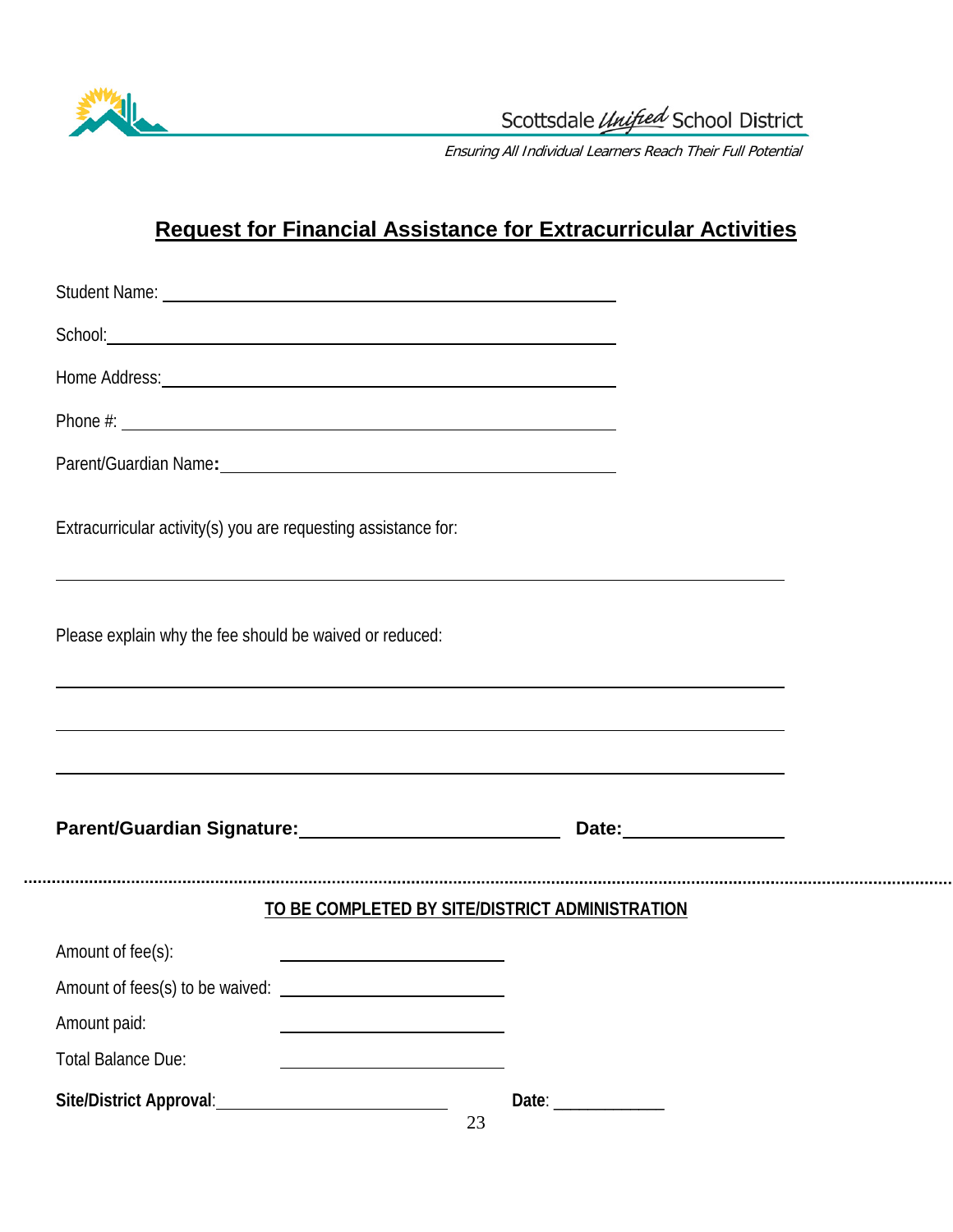Scottsdale *Unified* School District

*Ensuring All Individual Learners Reach Their Full Potential*

# Request for Financial Assistance for Extracurricular Activities

Student Name: ______________________________________________

School: ______________________________________________

Home Address: ______________________________________________

Phone #: ______________________________________________

Parent/Guardian Name: ______________________________________________

Extracurricular activity(s) you are requesting assistance for:

______________________________________________________________________

Please explain why the fee should be waived or reduced:

______________________________________________________________________

______________________________________________________________________

______________________________________________________________________

**Parent/Guardian Signature:** ______________________________ **Date:** ________________

---

**TO BE COMPLETED BY SITE/DISTRICT ADMINISTRATION**

Amount of fee(s): ______________________

Amount of fees(s) to be waived: ______________________

Amount paid: ______________________

Total Balance Due: ______________________

**Site/District Approval**: ______________________________ **Date**: _____________